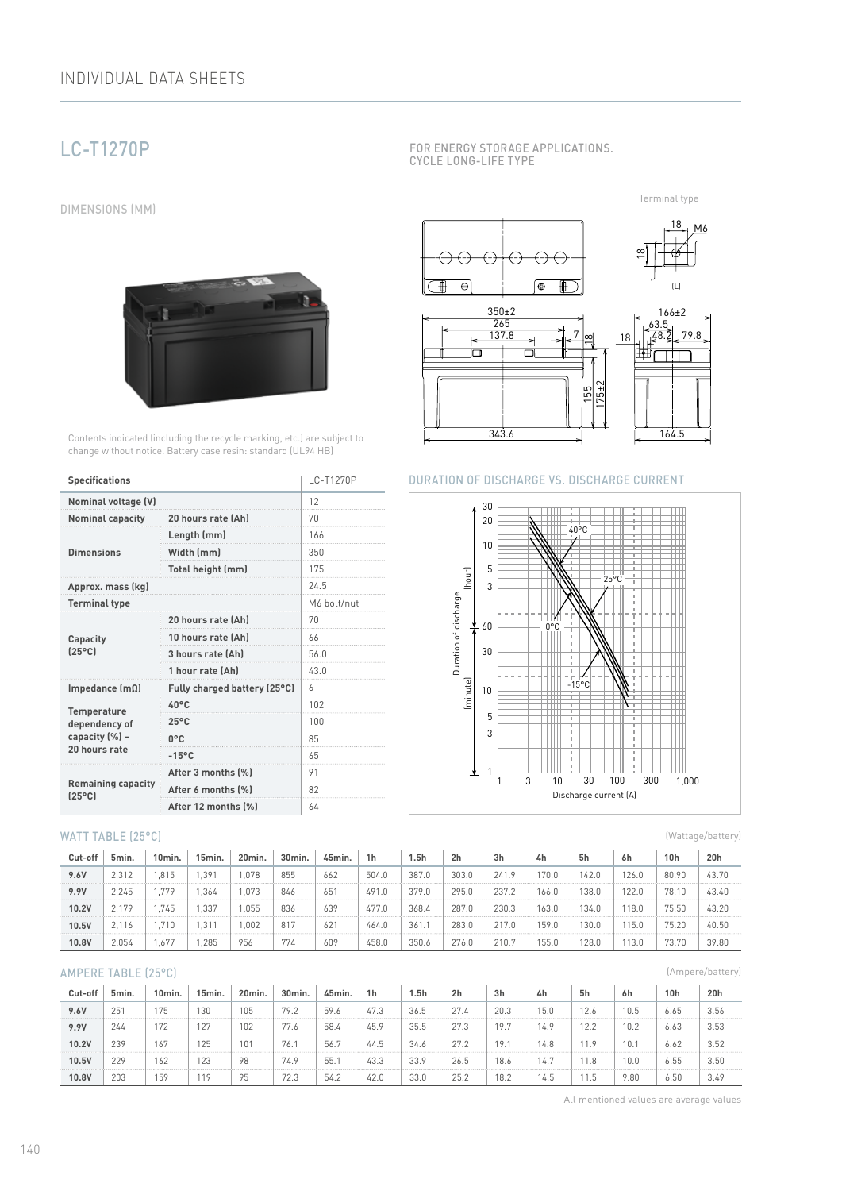## LC-T1270P

FOR ENERGY STORAGE APPLICATIONS.
CYCLE LONG-LIFE TYPE

### DIMENSIONS (MM)

Contents indicated (including the recycle marking, etc.) are subject to change without notice. Battery case resin: standard (UL94 HB)

| Specifications | | LC-T1270P |
|---|---|---|
| Nominal voltage (V) | | 12 |
| Nominal capacity | 20 hours rate (Ah) | 70 |
| Dimensions | Length (mm) | 166 |
| | Width (mm) | 350 |
| | Total height (mm) | 175 |
| Approx. mass (kg) | | 24.5 |
| Terminal type | | M6 bolt/nut |
| Capacity (25°C) | 20 hours rate (Ah) | 70 |
| | 10 hours rate (Ah) | 66 |
| | 3 hours rate (Ah) | 56.0 |
| | 1 hour rate (Ah) | 43.0 |
| Impedance (mΩ) | Fully charged battery (25°C) | 6 |
| Temperature dependency of capacity (%) – 20 hours rate | 40°C | 102 |
| | 25°C | 100 |
| | 0°C | 85 |
| | -15°C | 65 |
| Remaining capacity (25°C) | After 3 months (%) | 91 |
| | After 6 months (%) | 82 |
| | After 12 months (%) | 64 |

### DURATION OF DISCHARGE VS. DISCHARGE CURRENT

### WATT TABLE (25°C)

(Wattage/battery)

| Cut-off | 5min. | 10min. | 15min. | 20min. | 30min. | 45min. | 1h | 1.5h | 2h | 3h | 4h | 5h | 6h | 10h | 20h |
|---|---|---|---|---|---|---|---|---|---|---|---|---|---|---|---|
| 9.6V | 2,312 | 1,815 | 1,391 | 1,078 | 855 | 662 | 504.0 | 387.0 | 303.0 | 241.9 | 170.0 | 142.0 | 126.0 | 80.90 | 43.70 |
| 9.9V | 2,245 | 1,779 | 1,364 | 1,073 | 846 | 651 | 491.0 | 379.0 | 295.0 | 237.2 | 166.0 | 138.0 | 122.0 | 78.10 | 43.40 |
| 10.2V | 2,179 | 1,745 | 1,337 | 1,055 | 836 | 639 | 477.0 | 368.4 | 287.0 | 230.3 | 163.0 | 134.0 | 118.0 | 75.50 | 43.20 |
| 10.5V | 2,116 | 1,710 | 1,311 | 1,002 | 817 | 621 | 464.0 | 361.1 | 283.0 | 217.0 | 159.0 | 130.0 | 115.0 | 75.20 | 40.50 |
| 10.8V | 2,054 | 1,677 | 1,285 | 956 | 774 | 609 | 458.0 | 350.6 | 276.0 | 210.7 | 155.0 | 128.0 | 113.0 | 73.70 | 39.80 |

### AMPERE TABLE (25°C)

(Ampere/battery)

| Cut-off | 5min. | 10min. | 15min. | 20min. | 30min. | 45min. | 1h | 1.5h | 2h | 3h | 4h | 5h | 6h | 10h | 20h |
|---|---|---|---|---|---|---|---|---|---|---|---|---|---|---|---|
| 9.6V | 251 | 175 | 130 | 105 | 79.2 | 59.6 | 47.3 | 36.5 | 27.4 | 20.3 | 15.0 | 12.6 | 10.5 | 6.65 | 3.56 |
| 9.9V | 244 | 172 | 127 | 102 | 77.6 | 58.4 | 45.9 | 35.5 | 27.3 | 19.7 | 14.9 | 12.2 | 10.2 | 6.63 | 3.53 |
| 10.2V | 239 | 167 | 125 | 101 | 76.1 | 56.7 | 44.5 | 34.6 | 27.2 | 19.1 | 14.8 | 11.9 | 10.1 | 6.62 | 3.52 |
| 10.5V | 229 | 162 | 123 | 98 | 74.9 | 55.1 | 43.3 | 33.9 | 26.5 | 18.6 | 14.7 | 11.8 | 10.0 | 6.55 | 3.50 |
| 10.8V | 203 | 159 | 119 | 95 | 72.3 | 54.2 | 42.0 | 33.0 | 25.2 | 18.2 | 14.5 | 11.5 | 9.80 | 6.50 | 3.49 |

All mentioned values are average values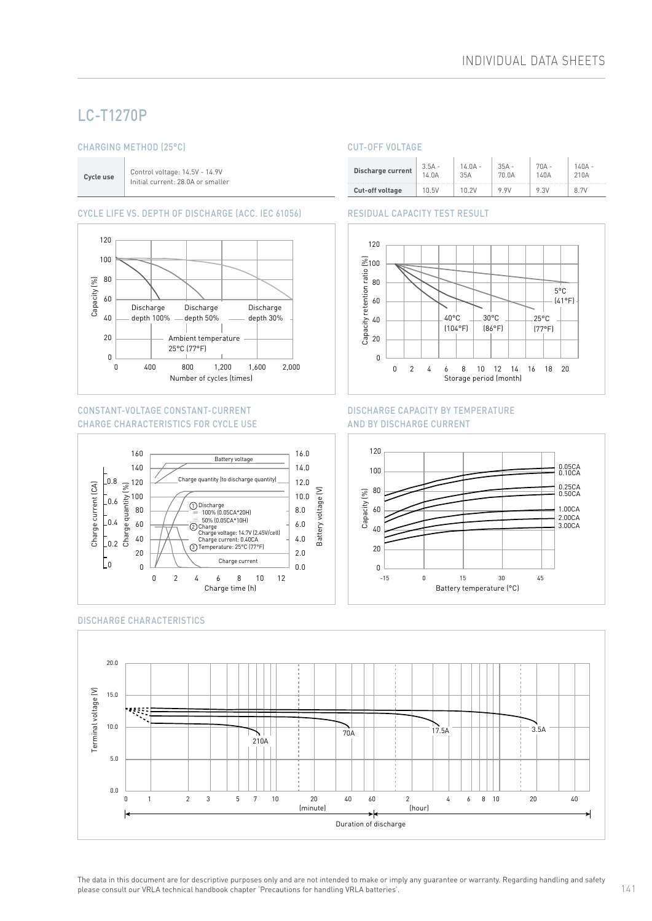# LC-T1270P

## CHARGING METHOD (25°C)

| | |
|---|---|
| **Cycle use** | Control voltage: 14.5V - 14.9V<br>Initial current: 28.0A or smaller |

## CUT-OFF VOLTAGE

| **Discharge current** | 3.5A - 14.0A | 14.0A - 35A | 35A - 70.0A | 70A - 140A | 140A - 210A |
|---|---|---|---|---|---|
| **Cut-off voltage** | 10.5V | 10.2V | 9.9V | 9.3V | 8.7V |

## CYCLE LIFE VS. DEPTH OF DISCHARGE (ACC. IEC 61056)

Capacity (%)
120
100
80
60
40
20
0
0 400 800 1,200 1,600 2,000
Number of cycles (times)
Discharge depth 100%
Discharge depth 50%
Discharge depth 30%
Ambient temperature 25°C (77°F)

## RESIDUAL CAPACITY TEST RESULT

Capacity retention ratio (%)
120
100
80
60
40
20
0
0 2 4 6 8 10 12 14 16 18 20
Storage period (month)
5°C (41°F)
40°C (104°F)
30°C (86°F)
25°C (77°F)

## CONSTANT-VOLTAGE CONSTANT-CURRENT CHARGE CHARACTERISTICS FOR CYCLE USE

Charge current (CA)
0.8
0.6
0.4
0.2
0
Charge quantity (%)
160
140
120
100
80
60
40
20
0
Battery voltage (V)
16.0
14.0
12.0
10.0
8.0
6.0
4.0
2.0
0.0
0 2 4 6 8 10 12
Charge time (h)
Battery voltage
Charge quantity (to discharge quantity)
Charge current
① Discharge
— 100% (0.05CA*20H)
— 50% (0.05CA*10H)
② Charge
Charge voltage: 14.7V (2.45V/cell)
Charge current: 0.40CA
③ Temperature: 25°C (77°F)

## DISCHARGE CAPACITY BY TEMPERATURE AND BY DISCHARGE CURRENT

Capacity (%)
120
100
80
60
40
20
0
-15 0 15 30 45
Battery temperature (°C)
0.05CA
0.10CA
0.25CA
0.50CA
1.00CA
2.00CA
3.00CA

## DISCHARGE CHARACTERISTICS

Terminal voltage (V)
20.0
15.0
10.0
5.0
0.0
0 1 2 3 5 7 10 20 40 60 2 4 6 8 10 20 40
(minute) (hour)
Duration of discharge
210A
70A
17.5A
3.5A

The data in this document are for descriptive purposes only and are not intended to make or imply any guarantee or warranty. Regarding handling and safety please consult our VRLA technical handbook chapter 'Precautions for handling VRLA batteries'.